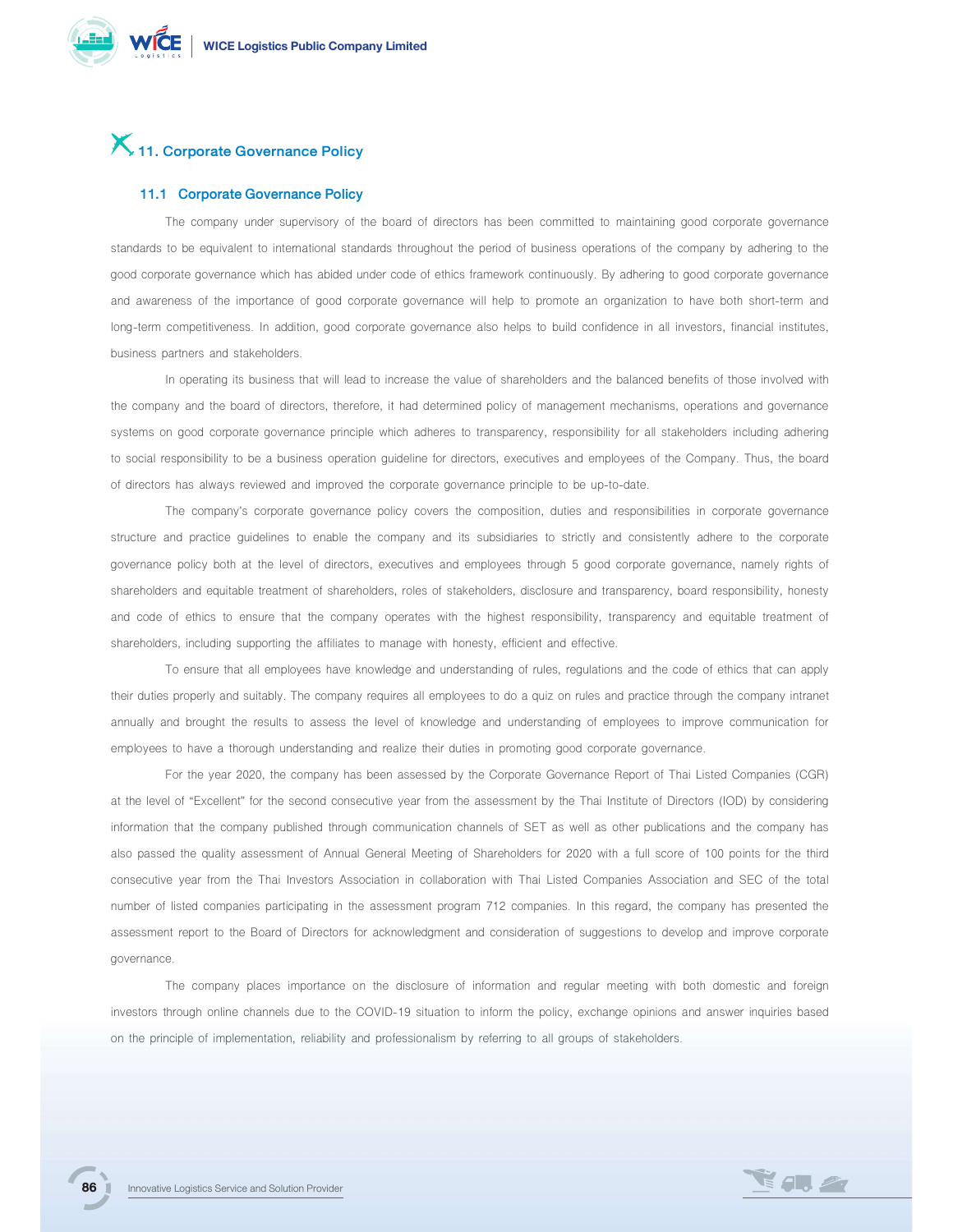# 11. Corporate Governance Policy

## 11.1 Corporate Governance Policy

The company under supervisory of the board of directors has been committed to maintaining good corporate governance standards to be equivalent to international standards throughout the period of business operations of the company by adhering to the good corporate governance which has abided under code of ethics framework continuously. By adhering to good corporate governance and awareness of the importance of good corporate governance will help to promote an organization to have both short-term and long-term competitiveness. In addition, good corporate governance also helps to build confidence in all investors, financial institutes, business partners and stakeholders.

In operating its business that will lead to increase the value of shareholders and the balanced benefits of those involved with the company and the board of directors, therefore, it had determined policy of management mechanisms, operations and governance systems on good corporate governance principle which adheres to transparency, responsibility for all stakeholders including adhering to social responsibility to be a business operation guideline for directors, executives and employees of the Company. Thus, the board of directors has always reviewed and improved the corporate governance principle to be up-to-date.

The company's corporate governance policy covers the composition, duties and responsibilities in corporate governance structure and practice guidelines to enable the company and its subsidiaries to strictly and consistently adhere to the corporate governance policy both at the level of directors, executives and employees through 5 good corporate governance, namely rights of shareholders and equitable treatment of shareholders, roles of stakeholders, disclosure and transparency, board responsibility, honesty and code of ethics to ensure that the company operates with the highest responsibility, transparency and equitable treatment of shareholders, including supporting the affiliates to manage with honesty, efficient and effective.

To ensure that all employees have knowledge and understanding of rules, regulations and the code of ethics that can apply their duties properly and suitably. The company requires all employees to do a quiz on rules and practice through the company intranet annually and brought the results to assess the level of knowledge and understanding of employees to improve communication for employees to have a thorough understanding and realize their duties in promoting good corporate governance.

For the year 2020, the company has been assessed by the Corporate Governance Report of Thai Listed Companies (CGR) at the level of "Excellent" for the second consecutive year from the assessment by the Thai Institute of Directors (IOD) by considering information that the company published through communication channels of SET as well as other publications and the company has also passed the quality assessment of Annual General Meeting of Shareholders for 2020 with a full score of 100 points for the third consecutive year from the Thai Investors Association in collaboration with Thai Listed Companies Association and SEC of the total number of listed companies participating in the assessment program 712 companies. In this regard, the company has presented the assessment report to the Board of Directors for acknowledgment and consideration of suggestions to develop and improve corporate governance.

The company places importance on the disclosure of information and regular meeting with both domestic and foreign investors through online channels due to the COVID-19 situation to inform the policy, exchange opinions and answer inquiries based on the principle of implementation, reliability and professionalism by referring to all groups of stakeholders.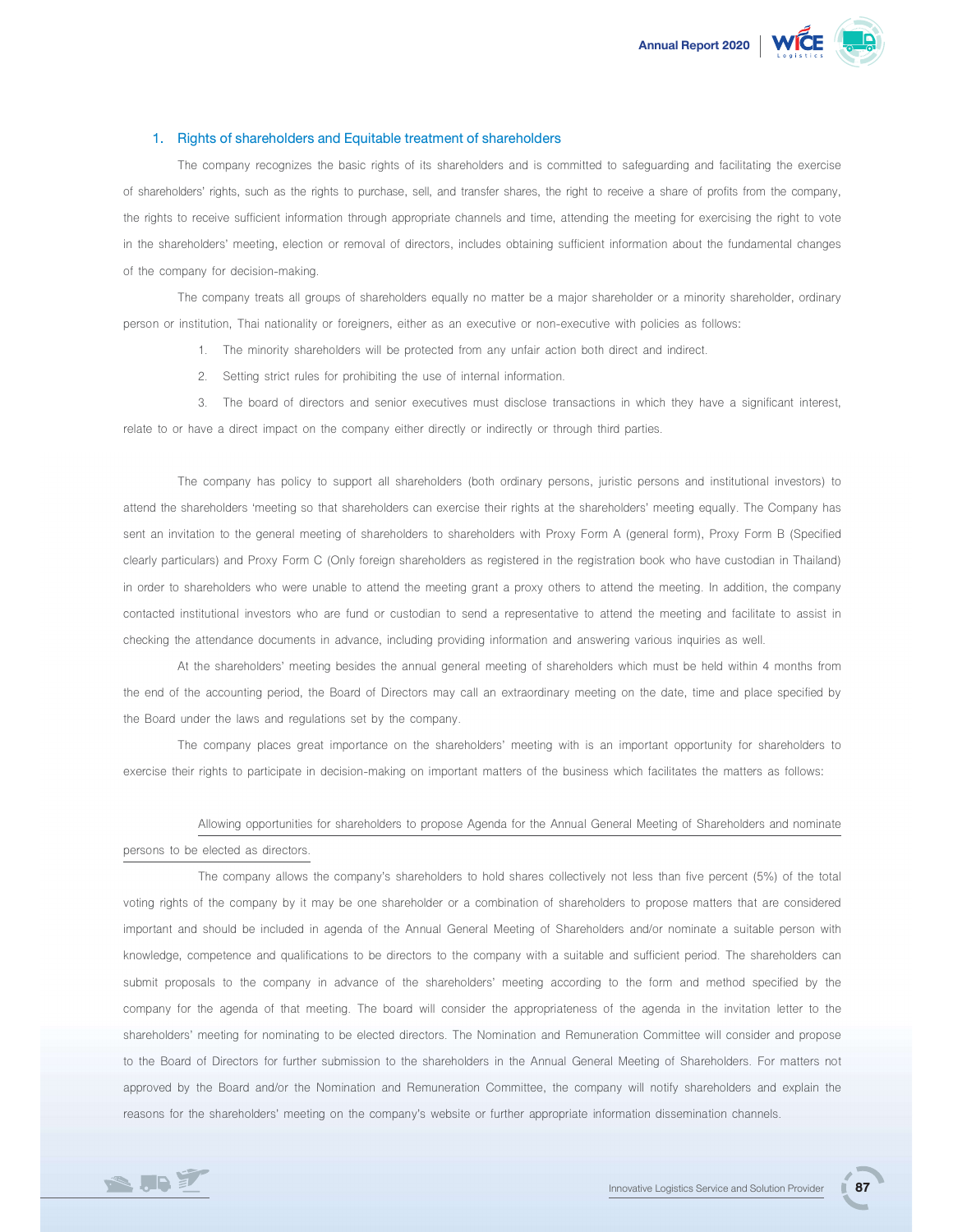## 1. Rights of shareholders and Equitable treatment of shareholders

The company recognizes the basic rights of its shareholders and is committed to safeguarding and facilitating the exercise of shareholders' rights, such as the rights to purchase, sell, and transfer shares, the right to receive a share of profits from the company, the rights to receive sufficient information through appropriate channels and time, attending the meeting for exercising the right to vote in the shareholders' meeting, election or removal of directors, includes obtaining sufficient information about the fundamental changes of the company for decision-making.

The company treats all groups of shareholders equally no matter be a major shareholder or a minority shareholder, ordinary person or institution, Thai nationality or foreigners, either as an executive or non-executive with policies as follows:

1. The minority shareholders will be protected from any unfair action both direct and indirect.
2. Setting strict rules for prohibiting the use of internal information.
3. The board of directors and senior executives must disclose transactions in which they have a significant interest, relate to or have a direct impact on the company either directly or indirectly or through third parties.

The company has policy to support all shareholders (both ordinary persons, juristic persons and institutional investors) to attend the shareholders 'meeting so that shareholders can exercise their rights at the shareholders' meeting equally. The Company has sent an invitation to the general meeting of shareholders to shareholders with Proxy Form A (general form), Proxy Form B (Specified clearly particulars) and Proxy Form C (Only foreign shareholders as registered in the registration book who have custodian in Thailand) in order to shareholders who were unable to attend the meeting grant a proxy others to attend the meeting. In addition, the company contacted institutional investors who are fund or custodian to send a representative to attend the meeting and facilitate to assist in checking the attendance documents in advance, including providing information and answering various inquiries as well.

At the shareholders' meeting besides the annual general meeting of shareholders which must be held within 4 months from the end of the accounting period, the Board of Directors may call an extraordinary meeting on the date, time and place specified by the Board under the laws and regulations set by the company.

The company places great importance on the shareholders' meeting with is an important opportunity for shareholders to exercise their rights to participate in decision-making on important matters of the business which facilitates the matters as follows:

Allowing opportunities for shareholders to propose Agenda for the Annual General Meeting of Shareholders and nominate persons to be elected as directors.

The company allows the company's shareholders to hold shares collectively not less than five percent (5%) of the total voting rights of the company by it may be one shareholder or a combination of shareholders to propose matters that are considered important and should be included in agenda of the Annual General Meeting of Shareholders and/or nominate a suitable person with knowledge, competence and qualifications to be directors to the company with a suitable and sufficient period. The shareholders can submit proposals to the company in advance of the shareholders' meeting according to the form and method specified by the company for the agenda of that meeting. The board will consider the appropriateness of the agenda in the invitation letter to the shareholders' meeting for nominating to be elected directors. The Nomination and Remuneration Committee will consider and propose to the Board of Directors for further submission to the shareholders in the Annual General Meeting of Shareholders. For matters not approved by the Board and/or the Nomination and Remuneration Committee, the company will notify shareholders and explain the reasons for the shareholders' meeting on the company's website or further appropriate information dissemination channels.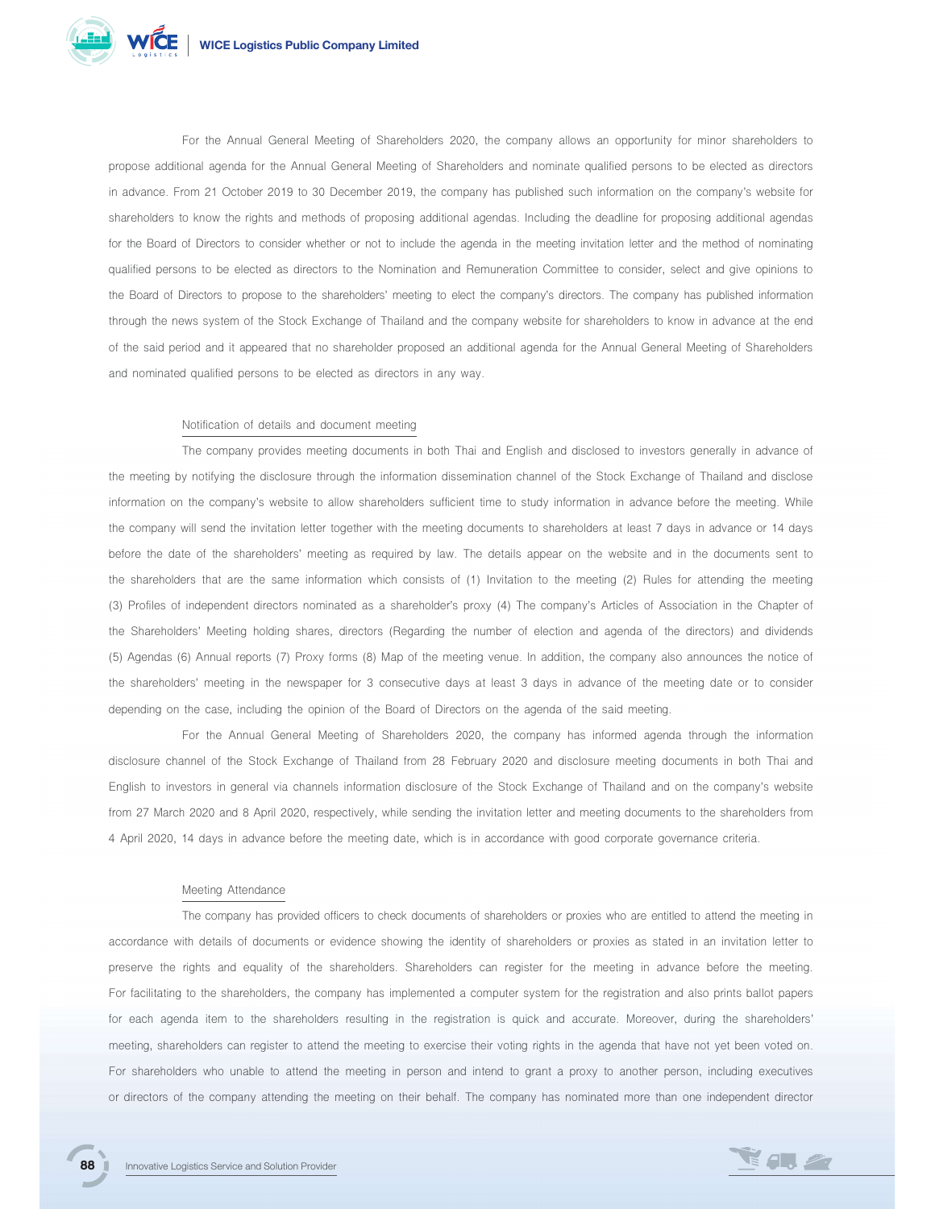For the Annual General Meeting of Shareholders 2020, the company allows an opportunity for minor shareholders to propose additional agenda for the Annual General Meeting of Shareholders and nominate qualified persons to be elected as directors in advance. From 21 October 2019 to 30 December 2019, the company has published such information on the company's website for shareholders to know the rights and methods of proposing additional agendas. Including the deadline for proposing additional agendas for the Board of Directors to consider whether or not to include the agenda in the meeting invitation letter and the method of nominating qualified persons to be elected as directors to the Nomination and Remuneration Committee to consider, select and give opinions to the Board of Directors to propose to the shareholders' meeting to elect the company's directors. The company has published information through the news system of the Stock Exchange of Thailand and the company website for shareholders to know in advance at the end of the said period and it appeared that no shareholder proposed an additional agenda for the Annual General Meeting of Shareholders and nominated qualified persons to be elected as directors in any way.

Notification of details and document meeting

The company provides meeting documents in both Thai and English and disclosed to investors generally in advance of the meeting by notifying the disclosure through the information dissemination channel of the Stock Exchange of Thailand and disclose information on the company's website to allow shareholders sufficient time to study information in advance before the meeting. While the company will send the invitation letter together with the meeting documents to shareholders at least 7 days in advance or 14 days before the date of the shareholders' meeting as required by law. The details appear on the website and in the documents sent to the shareholders that are the same information which consists of (1) Invitation to the meeting (2) Rules for attending the meeting (3) Profiles of independent directors nominated as a shareholder's proxy (4) The company's Articles of Association in the Chapter of the Shareholders' Meeting holding shares, directors (Regarding the number of election and agenda of the directors) and dividends (5) Agendas (6) Annual reports (7) Proxy forms (8) Map of the meeting venue. In addition, the company also announces the notice of the shareholders' meeting in the newspaper for 3 consecutive days at least 3 days in advance of the meeting date or to consider depending on the case, including the opinion of the Board of Directors on the agenda of the said meeting.

For the Annual General Meeting of Shareholders 2020, the company has informed agenda through the information disclosure channel of the Stock Exchange of Thailand from 28 February 2020 and disclosure meeting documents in both Thai and English to investors in general via channels information disclosure of the Stock Exchange of Thailand and on the company's website from 27 March 2020 and 8 April 2020, respectively, while sending the invitation letter and meeting documents to the shareholders from 4 April 2020, 14 days in advance before the meeting date, which is in accordance with good corporate governance criteria.

Meeting Attendance

The company has provided officers to check documents of shareholders or proxies who are entitled to attend the meeting in accordance with details of documents or evidence showing the identity of shareholders or proxies as stated in an invitation letter to preserve the rights and equality of the shareholders. Shareholders can register for the meeting in advance before the meeting. For facilitating to the shareholders, the company has implemented a computer system for the registration and also prints ballot papers for each agenda item to the shareholders resulting in the registration is quick and accurate. Moreover, during the shareholders' meeting, shareholders can register to attend the meeting to exercise their voting rights in the agenda that have not yet been voted on. For shareholders who unable to attend the meeting in person and intend to grant a proxy to another person, including executives or directors of the company attending the meeting on their behalf. The company has nominated more than one independent director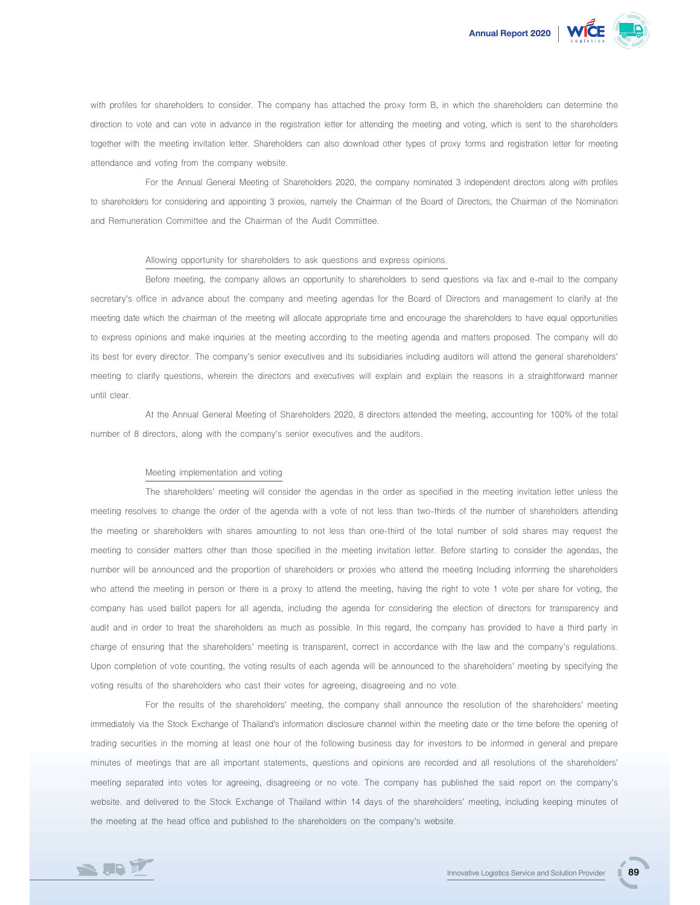with profiles for shareholders to consider. The company has attached the proxy form B, in which the shareholders can determine the direction to vote and can vote in advance in the registration letter for attending the meeting and voting, which is sent to the shareholders together with the meeting invitation letter. Shareholders can also download other types of proxy forms and registration letter for meeting attendance and voting from the company website.

For the Annual General Meeting of Shareholders 2020, the company nominated 3 independent directors along with profiles to shareholders for considering and appointing 3 proxies, namely the Chairman of the Board of Directors, the Chairman of the Nomination and Remuneration Committee and the Chairman of the Audit Committee.

Allowing opportunity for shareholders to ask questions and express opinions.

Before meeting, the company allows an opportunity to shareholders to send questions via fax and e-mail to the company secretary's office in advance about the company and meeting agendas for the Board of Directors and management to clarify at the meeting date which the chairman of the meeting will allocate appropriate time and encourage the shareholders to have equal opportunities to express opinions and make inquiries at the meeting according to the meeting agenda and matters proposed. The company will do its best for every director. The company's senior executives and its subsidiaries including auditors will attend the general shareholders' meeting to clarify questions, wherein the directors and executives will explain and explain the reasons in a straightforward manner until clear.

At the Annual General Meeting of Shareholders 2020, 8 directors attended the meeting, accounting for 100% of the total number of 8 directors, along with the company's senior executives and the auditors.

Meeting implementation and voting

The shareholders' meeting will consider the agendas in the order as specified in the meeting invitation letter unless the meeting resolves to change the order of the agenda with a vote of not less than two-thirds of the number of shareholders attending the meeting or shareholders with shares amounting to not less than one-third of the total number of sold shares may request the meeting to consider matters other than those specified in the meeting invitation letter. Before starting to consider the agendas, the number will be announced and the proportion of shareholders or proxies who attend the meeting Including informing the shareholders who attend the meeting in person or there is a proxy to attend the meeting, having the right to vote 1 vote per share for voting, the company has used ballot papers for all agenda, including the agenda for considering the election of directors for transparency and audit and in order to treat the shareholders as much as possible. In this regard, the company has provided to have a third party in charge of ensuring that the shareholders' meeting is transparent, correct in accordance with the law and the company's regulations. Upon completion of vote counting, the voting results of each agenda will be announced to the shareholders' meeting by specifying the voting results of the shareholders who cast their votes for agreeing, disagreeing and no vote.

For the results of the shareholders' meeting, the company shall announce the resolution of the shareholders' meeting immediately via the Stock Exchange of Thailand's information disclosure channel within the meeting date or the time before the opening of trading securities in the morning at least one hour of the following business day for investors to be informed in general and prepare minutes of meetings that are all important statements, questions and opinions are recorded and all resolutions of the shareholders' meeting separated into votes for agreeing, disagreeing or no vote. The company has published the said report on the company's website. and delivered to the Stock Exchange of Thailand within 14 days of the shareholders' meeting, including keeping minutes of the meeting at the head office and published to the shareholders on the company's website.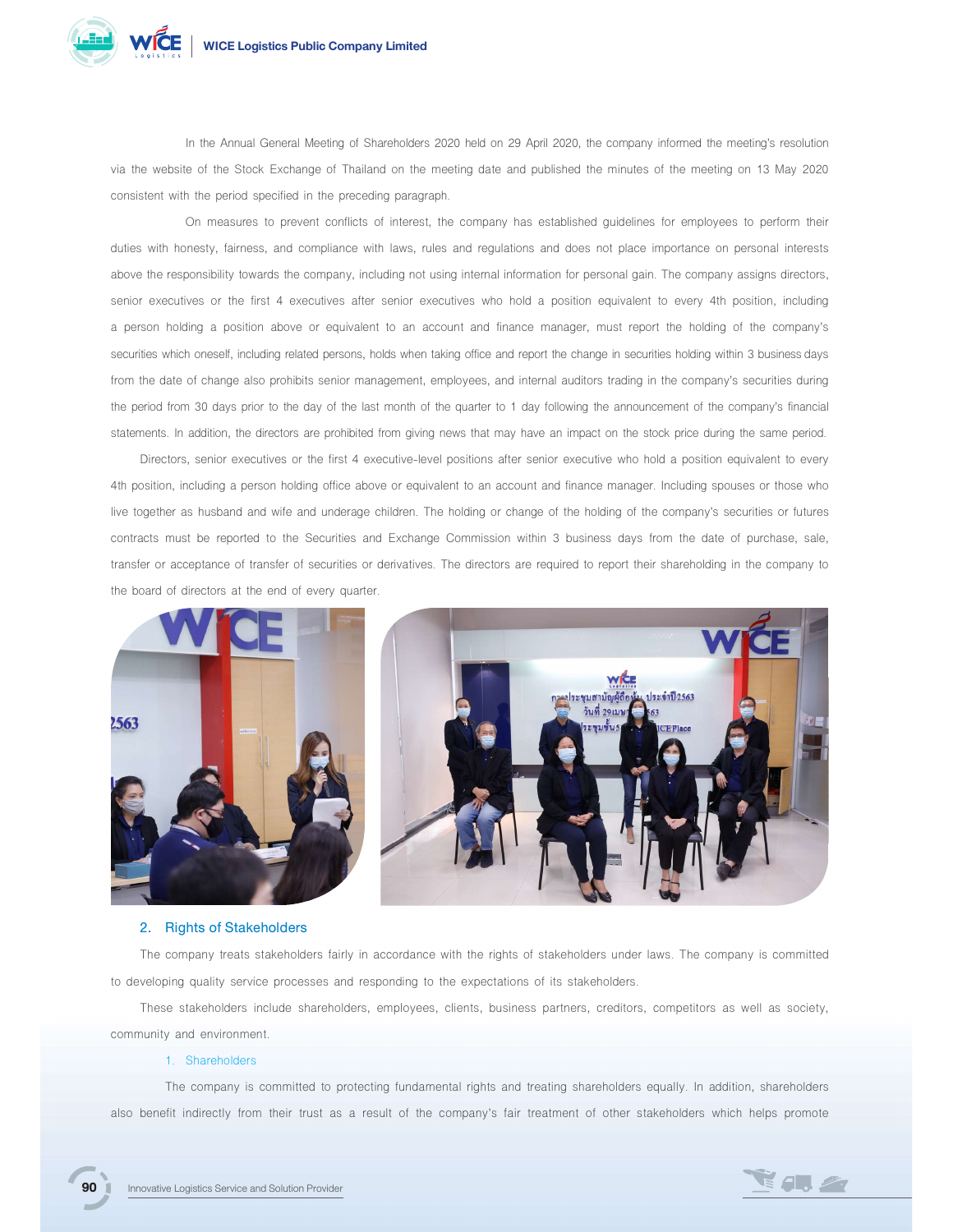In the Annual General Meeting of Shareholders 2020 held on 29 April 2020, the company informed the meeting's resolution via the website of the Stock Exchange of Thailand on the meeting date and published the minutes of the meeting on 13 May 2020 consistent with the period specified in the preceding paragraph.

On measures to prevent conflicts of interest, the company has established guidelines for employees to perform their duties with honesty, fairness, and compliance with laws, rules and regulations and does not place importance on personal interests above the responsibility towards the company, including not using internal information for personal gain. The company assigns directors, senior executives or the first 4 executives after senior executives who hold a position equivalent to every 4th position, including a person holding a position above or equivalent to an account and finance manager, must report the holding of the company's securities which oneself, including related persons, holds when taking office and report the change in securities holding within 3 business days from the date of change also prohibits senior management, employees, and internal auditors trading in the company's securities during the period from 30 days prior to the day of the last month of the quarter to 1 day following the announcement of the company's financial statements. In addition, the directors are prohibited from giving news that may have an impact on the stock price during the same period.

Directors, senior executives or the first 4 executive-level positions after senior executive who hold a position equivalent to every 4th position, including a person holding office above or equivalent to an account and finance manager. Including spouses or those who live together as husband and wife and underage children. The holding or change of the holding of the company's securities or futures contracts must be reported to the Securities and Exchange Commission within 3 business days from the date of purchase, sale, transfer or acceptance of transfer of securities or derivatives. The directors are required to report their shareholding in the company to the board of directors at the end of every quarter.

## 2. Rights of Stakeholders

The company treats stakeholders fairly in accordance with the rights of stakeholders under laws. The company is committed to developing quality service processes and responding to the expectations of its stakeholders.

These stakeholders include shareholders, employees, clients, business partners, creditors, competitors as well as society, community and environment.

### 1. Shareholders

The company is committed to protecting fundamental rights and treating shareholders equally. In addition, shareholders also benefit indirectly from their trust as a result of the company's fair treatment of other stakeholders which helps promote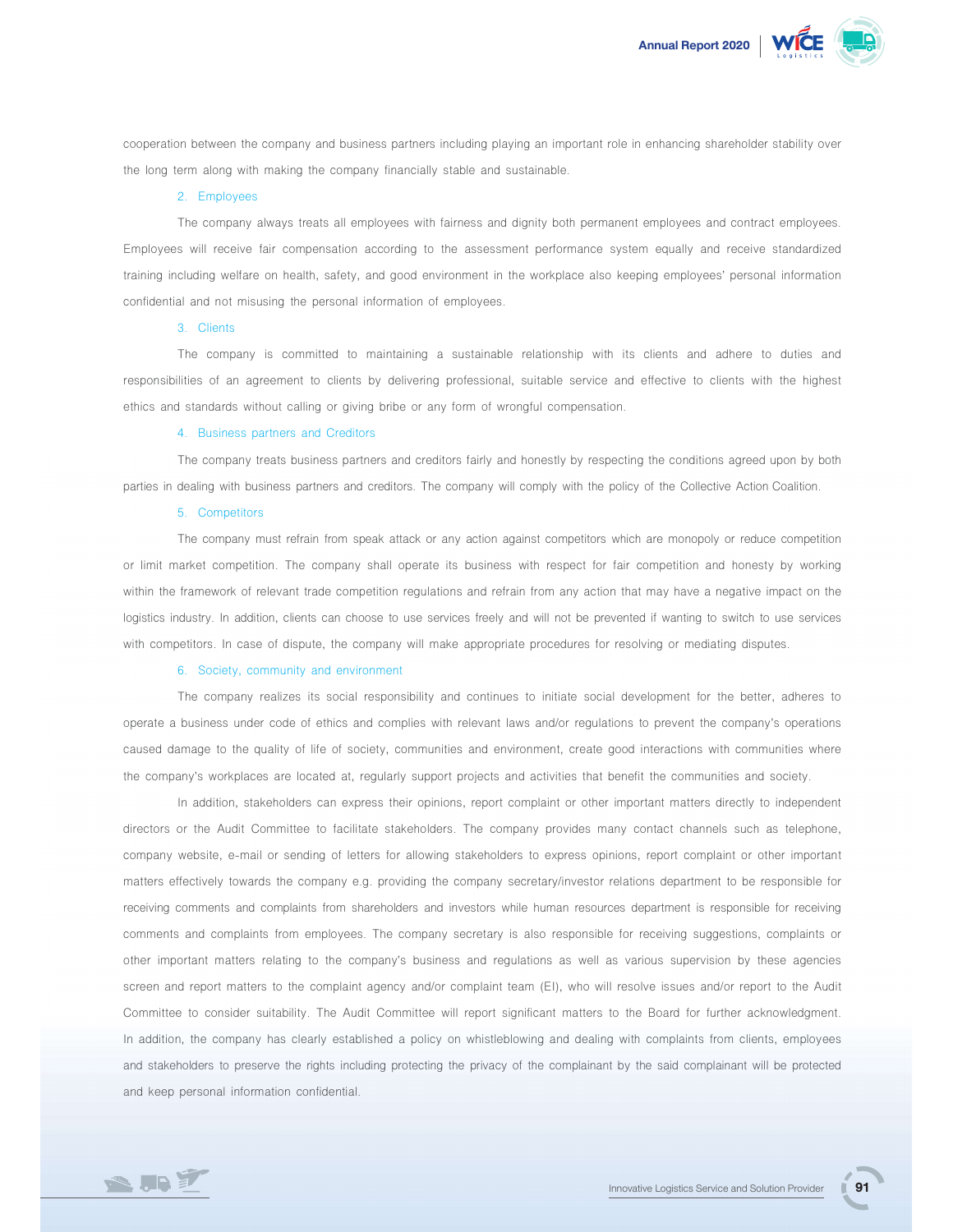cooperation between the company and business partners including playing an important role in enhancing shareholder stability over the long term along with making the company financially stable and sustainable.

2. Employees

The company always treats all employees with fairness and dignity both permanent employees and contract employees. Employees will receive fair compensation according to the assessment performance system equally and receive standardized training including welfare on health, safety, and good environment in the workplace also keeping employees' personal information confidential and not misusing the personal information of employees.

3. Clients

The company is committed to maintaining a sustainable relationship with its clients and adhere to duties and responsibilities of an agreement to clients by delivering professional, suitable service and effective to clients with the highest ethics and standards without calling or giving bribe or any form of wrongful compensation.

4. Business partners and Creditors

The company treats business partners and creditors fairly and honestly by respecting the conditions agreed upon by both parties in dealing with business partners and creditors. The company will comply with the policy of the Collective Action Coalition.

5. Competitors

The company must refrain from speak attack or any action against competitors which are monopoly or reduce competition or limit market competition. The company shall operate its business with respect for fair competition and honesty by working within the framework of relevant trade competition regulations and refrain from any action that may have a negative impact on the logistics industry. In addition, clients can choose to use services freely and will not be prevented if wanting to switch to use services with competitors. In case of dispute, the company will make appropriate procedures for resolving or mediating disputes.

6. Society, community and environment

The company realizes its social responsibility and continues to initiate social development for the better, adheres to operate a business under code of ethics and complies with relevant laws and/or regulations to prevent the company's operations caused damage to the quality of life of society, communities and environment, create good interactions with communities where the company's workplaces are located at, regularly support projects and activities that benefit the communities and society.

In addition, stakeholders can express their opinions, report complaint or other important matters directly to independent directors or the Audit Committee to facilitate stakeholders. The company provides many contact channels such as telephone, company website, e-mail or sending of letters for allowing stakeholders to express opinions, report complaint or other important matters effectively towards the company e.g. providing the company secretary/investor relations department to be responsible for receiving comments and complaints from shareholders and investors while human resources department is responsible for receiving comments and complaints from employees. The company secretary is also responsible for receiving suggestions, complaints or other important matters relating to the company's business and regulations as well as various supervision by these agencies screen and report matters to the complaint agency and/or complaint team (EI), who will resolve issues and/or report to the Audit Committee to consider suitability. The Audit Committee will report significant matters to the Board for further acknowledgment. In addition, the company has clearly established a policy on whistleblowing and dealing with complaints from clients, employees and stakeholders to preserve the rights including protecting the privacy of the complainant by the said complainant will be protected and keep personal information confidential.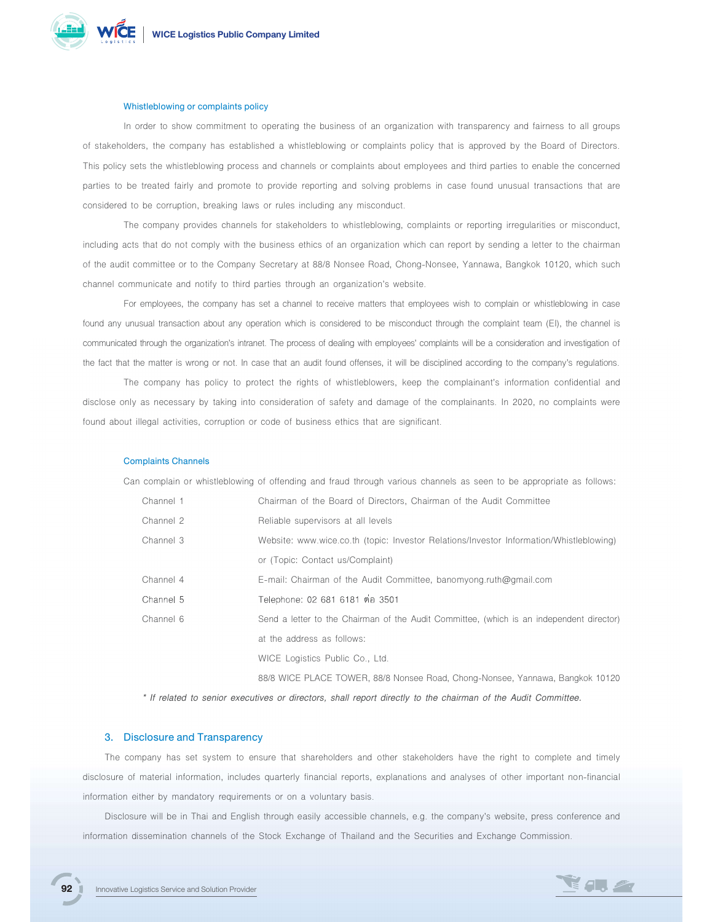### Whistleblowing or complaints policy

In order to show commitment to operating the business of an organization with transparency and fairness to all groups of stakeholders, the company has established a whistleblowing or complaints policy that is approved by the Board of Directors. This policy sets the whistleblowing process and channels or complaints about employees and third parties to enable the concerned parties to be treated fairly and promote to provide reporting and solving problems in case found unusual transactions that are considered to be corruption, breaking laws or rules including any misconduct.

The company provides channels for stakeholders to whistleblowing, complaints or reporting irregularities or misconduct, including acts that do not comply with the business ethics of an organization which can report by sending a letter to the chairman of the audit committee or to the Company Secretary at 88/8 Nonsee Road, Chong-Nonsee, Yannawa, Bangkok 10120, which such channel communicate and notify to third parties through an organization's website.

For employees, the company has set a channel to receive matters that employees wish to complain or whistleblowing in case found any unusual transaction about any operation which is considered to be misconduct through the complaint team (EI), the channel is communicated through the organization's intranet. The process of dealing with employees' complaints will be a consideration and investigation of the fact that the matter is wrong or not. In case that an audit found offenses, it will be disciplined according to the company's regulations.

The company has policy to protect the rights of whistleblowers, keep the complainant's information confidential and disclose only as necessary by taking into consideration of safety and damage of the complainants. In 2020, no complaints were found about illegal activities, corruption or code of business ethics that are significant.

### Complaints Channels

Can complain or whistleblowing of offending and fraud through various channels as seen to be appropriate as follows:

| | |
|---|---|
| Channel 1 | Chairman of the Board of Directors, Chairman of the Audit Committee |
| Channel 2 | Reliable supervisors at all levels |
| Channel 3 | Website: www.wice.co.th (topic: Investor Relations/Investor Information/Whistleblowing) or (Topic: Contact us/Complaint) |
| Channel 4 | E-mail: Chairman of the Audit Committee, banomyong.ruth@gmail.com |
| Channel 5 | Telephone: 02 681 6181 ต่อ 3501 |
| Channel 6 | Send a letter to the Chairman of the Audit Committee, (which is an independent director) at the address as follows: WICE Logistics Public Co., Ltd. 88/8 WICE PLACE TOWER, 88/8 Nonsee Road, Chong-Nonsee, Yannawa, Bangkok 10120 |

*\* If related to senior executives or directors, shall report directly to the chairman of the Audit Committee.*

## 3. Disclosure and Transparency

The company has set system to ensure that shareholders and other stakeholders have the right to complete and timely disclosure of material information, includes quarterly financial reports, explanations and analyses of other important non-financial information either by mandatory requirements or on a voluntary basis.

Disclosure will be in Thai and English through easily accessible channels, e.g. the company's website, press conference and information dissemination channels of the Stock Exchange of Thailand and the Securities and Exchange Commission.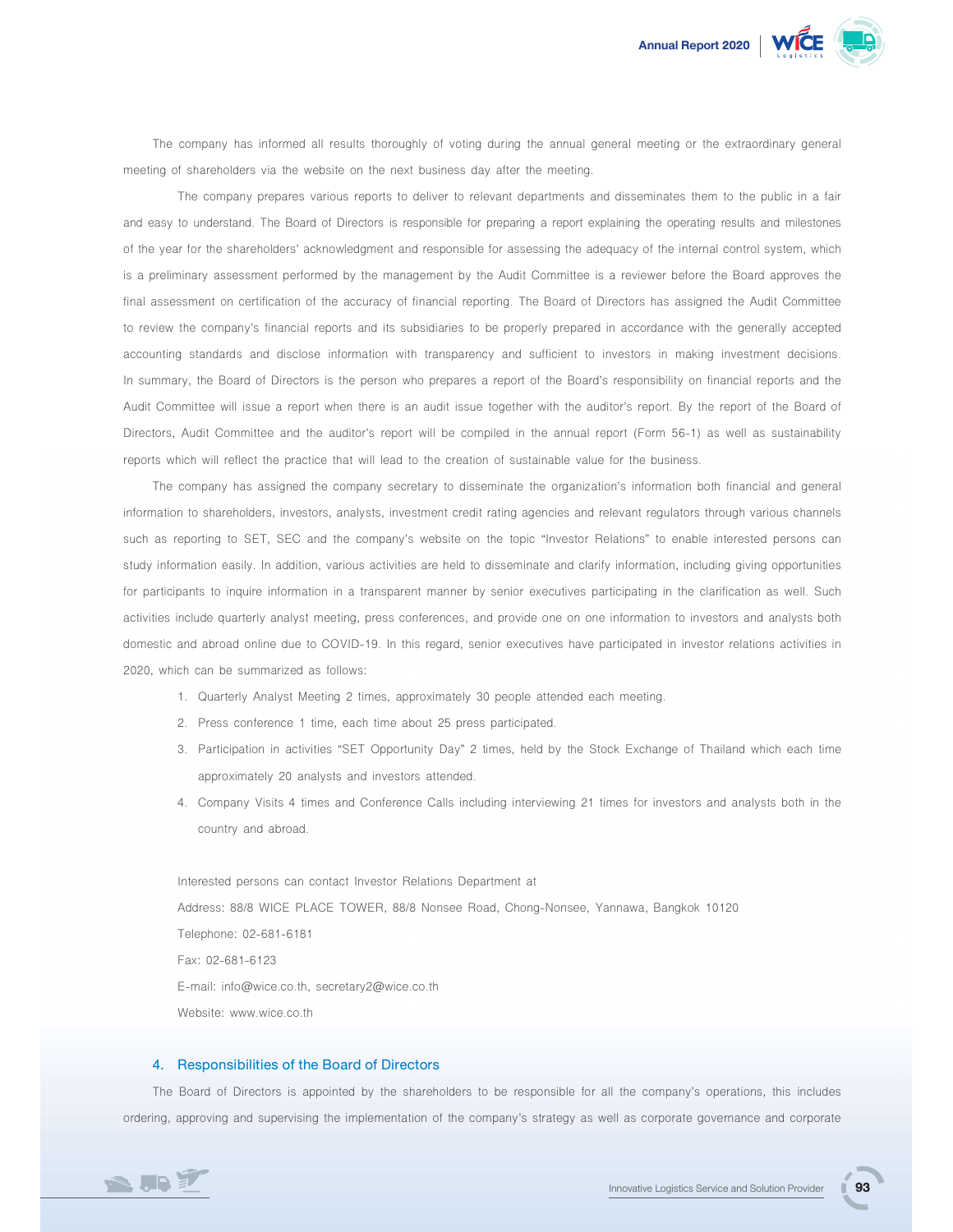The company has informed all results thoroughly of voting during the annual general meeting or the extraordinary general meeting of shareholders via the website on the next business day after the meeting.

The company prepares various reports to deliver to relevant departments and disseminates them to the public in a fair and easy to understand. The Board of Directors is responsible for preparing a report explaining the operating results and milestones of the year for the shareholders' acknowledgment and responsible for assessing the adequacy of the internal control system, which is a preliminary assessment performed by the management by the Audit Committee is a reviewer before the Board approves the final assessment on certification of the accuracy of financial reporting. The Board of Directors has assigned the Audit Committee to review the company's financial reports and its subsidiaries to be properly prepared in accordance with the generally accepted accounting standards and disclose information with transparency and sufficient to investors in making investment decisions. In summary, the Board of Directors is the person who prepares a report of the Board's responsibility on financial reports and the Audit Committee will issue a report when there is an audit issue together with the auditor's report. By the report of the Board of Directors, Audit Committee and the auditor's report will be compiled in the annual report (Form 56-1) as well as sustainability reports which will reflect the practice that will lead to the creation of sustainable value for the business.

The company has assigned the company secretary to disseminate the organization's information both financial and general information to shareholders, investors, analysts, investment credit rating agencies and relevant regulators through various channels such as reporting to SET, SEC and the company's website on the topic "Investor Relations" to enable interested persons can study information easily. In addition, various activities are held to disseminate and clarify information, including giving opportunities for participants to inquire information in a transparent manner by senior executives participating in the clarification as well. Such activities include quarterly analyst meeting, press conferences, and provide one on one information to investors and analysts both domestic and abroad online due to COVID-19. In this regard, senior executives have participated in investor relations activities in 2020, which can be summarized as follows:

1. Quarterly Analyst Meeting 2 times, approximately 30 people attended each meeting.
2. Press conference 1 time, each time about 25 press participated.
3. Participation in activities "SET Opportunity Day" 2 times, held by the Stock Exchange of Thailand which each time approximately 20 analysts and investors attended.
4. Company Visits 4 times and Conference Calls including interviewing 21 times for investors and analysts both in the country and abroad.

Interested persons can contact Investor Relations Department at

Address: 88/8 WICE PLACE TOWER, 88/8 Nonsee Road, Chong-Nonsee, Yannawa, Bangkok 10120

Telephone: 02-681-6181

Fax: 02-681-6123

E-mail: info@wice.co.th, secretary2@wice.co.th

Website: www.wice.co.th

## 4. Responsibilities of the Board of Directors

The Board of Directors is appointed by the shareholders to be responsible for all the company's operations, this includes ordering, approving and supervising the implementation of the company's strategy as well as corporate governance and corporate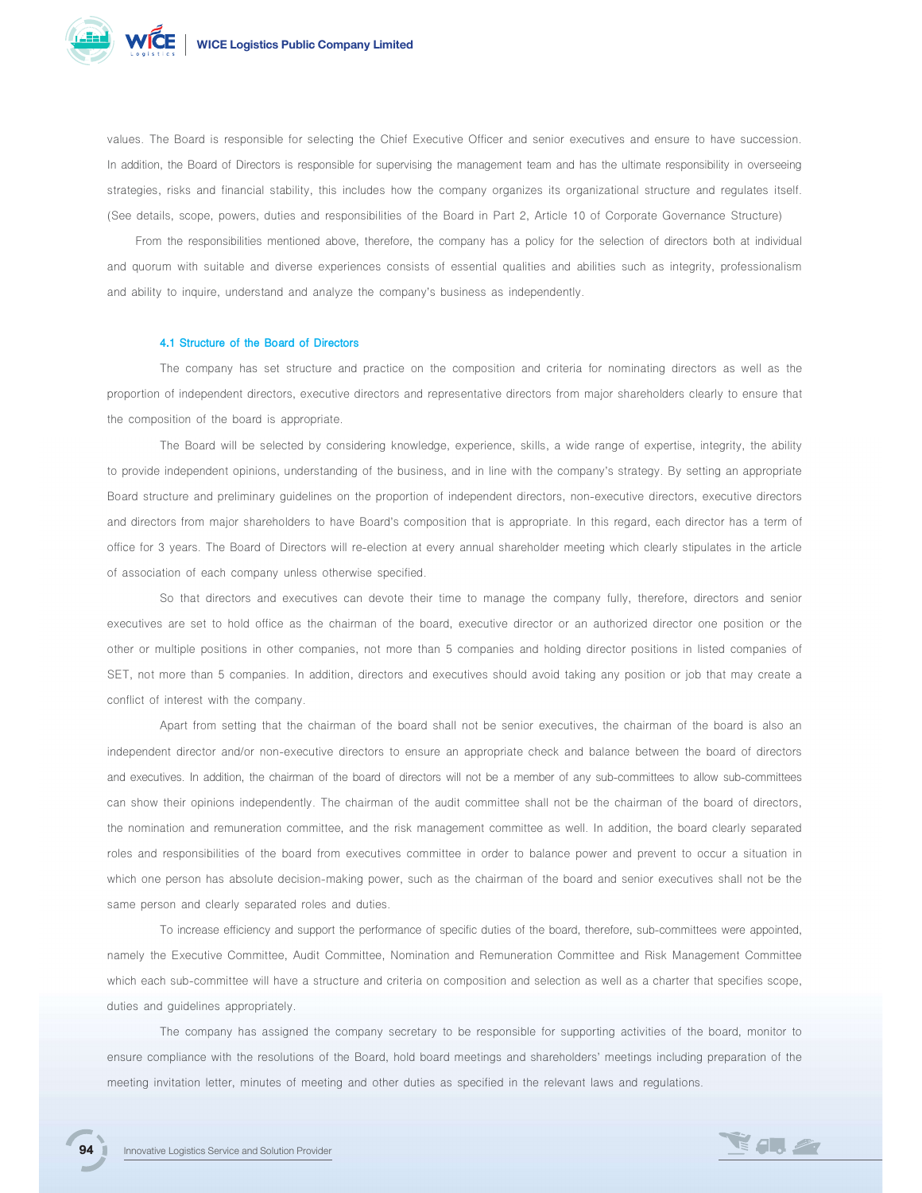values. The Board is responsible for selecting the Chief Executive Officer and senior executives and ensure to have succession. In addition, the Board of Directors is responsible for supervising the management team and has the ultimate responsibility in overseeing strategies, risks and financial stability, this includes how the company organizes its organizational structure and regulates itself. (See details, scope, powers, duties and responsibilities of the Board in Part 2, Article 10 of Corporate Governance Structure)

From the responsibilities mentioned above, therefore, the company has a policy for the selection of directors both at individual and quorum with suitable and diverse experiences consists of essential qualities and abilities such as integrity, professionalism and ability to inquire, understand and analyze the company's business as independently.

### 4.1 Structure of the Board of Directors

The company has set structure and practice on the composition and criteria for nominating directors as well as the proportion of independent directors, executive directors and representative directors from major shareholders clearly to ensure that the composition of the board is appropriate.

The Board will be selected by considering knowledge, experience, skills, a wide range of expertise, integrity, the ability to provide independent opinions, understanding of the business, and in line with the company's strategy. By setting an appropriate Board structure and preliminary guidelines on the proportion of independent directors, non-executive directors, executive directors and directors from major shareholders to have Board's composition that is appropriate. In this regard, each director has a term of office for 3 years. The Board of Directors will re-election at every annual shareholder meeting which clearly stipulates in the article of association of each company unless otherwise specified.

So that directors and executives can devote their time to manage the company fully, therefore, directors and senior executives are set to hold office as the chairman of the board, executive director or an authorized director one position or the other or multiple positions in other companies, not more than 5 companies and holding director positions in listed companies of SET, not more than 5 companies. In addition, directors and executives should avoid taking any position or job that may create a conflict of interest with the company.

Apart from setting that the chairman of the board shall not be senior executives, the chairman of the board is also an independent director and/or non-executive directors to ensure an appropriate check and balance between the board of directors and executives. In addition, the chairman of the board of directors will not be a member of any sub-committees to allow sub-committees can show their opinions independently. The chairman of the audit committee shall not be the chairman of the board of directors, the nomination and remuneration committee, and the risk management committee as well. In addition, the board clearly separated roles and responsibilities of the board from executives committee in order to balance power and prevent to occur a situation in which one person has absolute decision-making power, such as the chairman of the board and senior executives shall not be the same person and clearly separated roles and duties.

To increase efficiency and support the performance of specific duties of the board, therefore, sub-committees were appointed, namely the Executive Committee, Audit Committee, Nomination and Remuneration Committee and Risk Management Committee which each sub-committee will have a structure and criteria on composition and selection as well as a charter that specifies scope, duties and guidelines appropriately.

The company has assigned the company secretary to be responsible for supporting activities of the board, monitor to ensure compliance with the resolutions of the Board, hold board meetings and shareholders' meetings including preparation of the meeting invitation letter, minutes of meeting and other duties as specified in the relevant laws and regulations.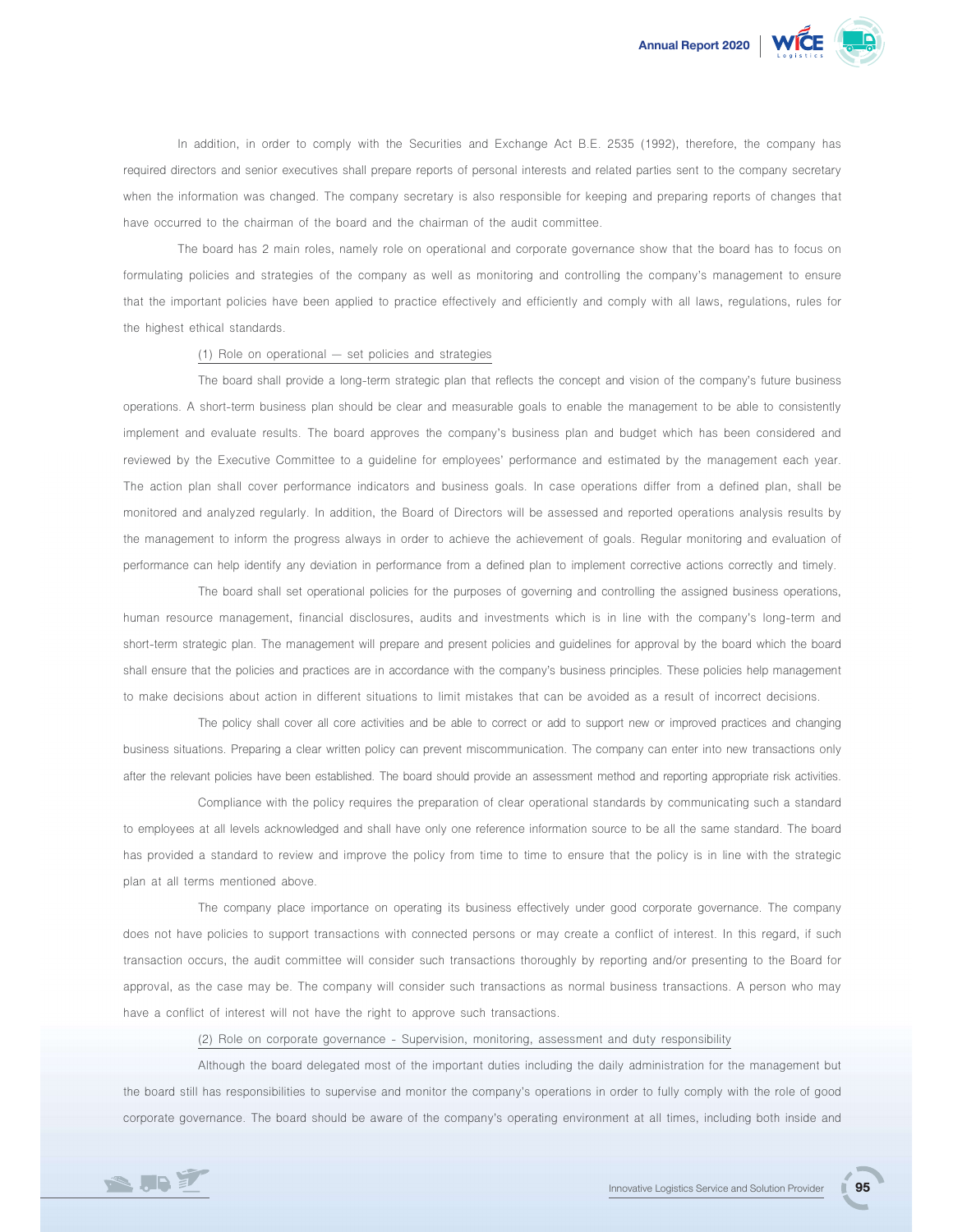In addition, in order to comply with the Securities and Exchange Act B.E. 2535 (1992), therefore, the company has required directors and senior executives shall prepare reports of personal interests and related parties sent to the company secretary when the information was changed. The company secretary is also responsible for keeping and preparing reports of changes that have occurred to the chairman of the board and the chairman of the audit committee.

The board has 2 main roles, namely role on operational and corporate governance show that the board has to focus on formulating policies and strategies of the company as well as monitoring and controlling the company's management to ensure that the important policies have been applied to practice effectively and efficiently and comply with all laws, regulations, rules for the highest ethical standards.

(1) Role on operational — set policies and strategies

The board shall provide a long-term strategic plan that reflects the concept and vision of the company's future business operations. A short-term business plan should be clear and measurable goals to enable the management to be able to consistently implement and evaluate results. The board approves the company's business plan and budget which has been considered and reviewed by the Executive Committee to a guideline for employees' performance and estimated by the management each year. The action plan shall cover performance indicators and business goals. In case operations differ from a defined plan, shall be monitored and analyzed regularly. In addition, the Board of Directors will be assessed and reported operations analysis results by the management to inform the progress always in order to achieve the achievement of goals. Regular monitoring and evaluation of performance can help identify any deviation in performance from a defined plan to implement corrective actions correctly and timely.

The board shall set operational policies for the purposes of governing and controlling the assigned business operations, human resource management, financial disclosures, audits and investments which is in line with the company's long-term and short-term strategic plan. The management will prepare and present policies and guidelines for approval by the board which the board shall ensure that the policies and practices are in accordance with the company's business principles. These policies help management to make decisions about action in different situations to limit mistakes that can be avoided as a result of incorrect decisions.

The policy shall cover all core activities and be able to correct or add to support new or improved practices and changing business situations. Preparing a clear written policy can prevent miscommunication. The company can enter into new transactions only after the relevant policies have been established. The board should provide an assessment method and reporting appropriate risk activities.

Compliance with the policy requires the preparation of clear operational standards by communicating such a standard to employees at all levels acknowledged and shall have only one reference information source to be all the same standard. The board has provided a standard to review and improve the policy from time to time to ensure that the policy is in line with the strategic plan at all terms mentioned above.

The company place importance on operating its business effectively under good corporate governance. The company does not have policies to support transactions with connected persons or may create a conflict of interest. In this regard, if such transaction occurs, the audit committee will consider such transactions thoroughly by reporting and/or presenting to the Board for approval, as the case may be. The company will consider such transactions as normal business transactions. A person who may have a conflict of interest will not have the right to approve such transactions.

(2) Role on corporate governance - Supervision, monitoring, assessment and duty responsibility

Although the board delegated most of the important duties including the daily administration for the management but the board still has responsibilities to supervise and monitor the company's operations in order to fully comply with the role of good corporate governance. The board should be aware of the company's operating environment at all times, including both inside and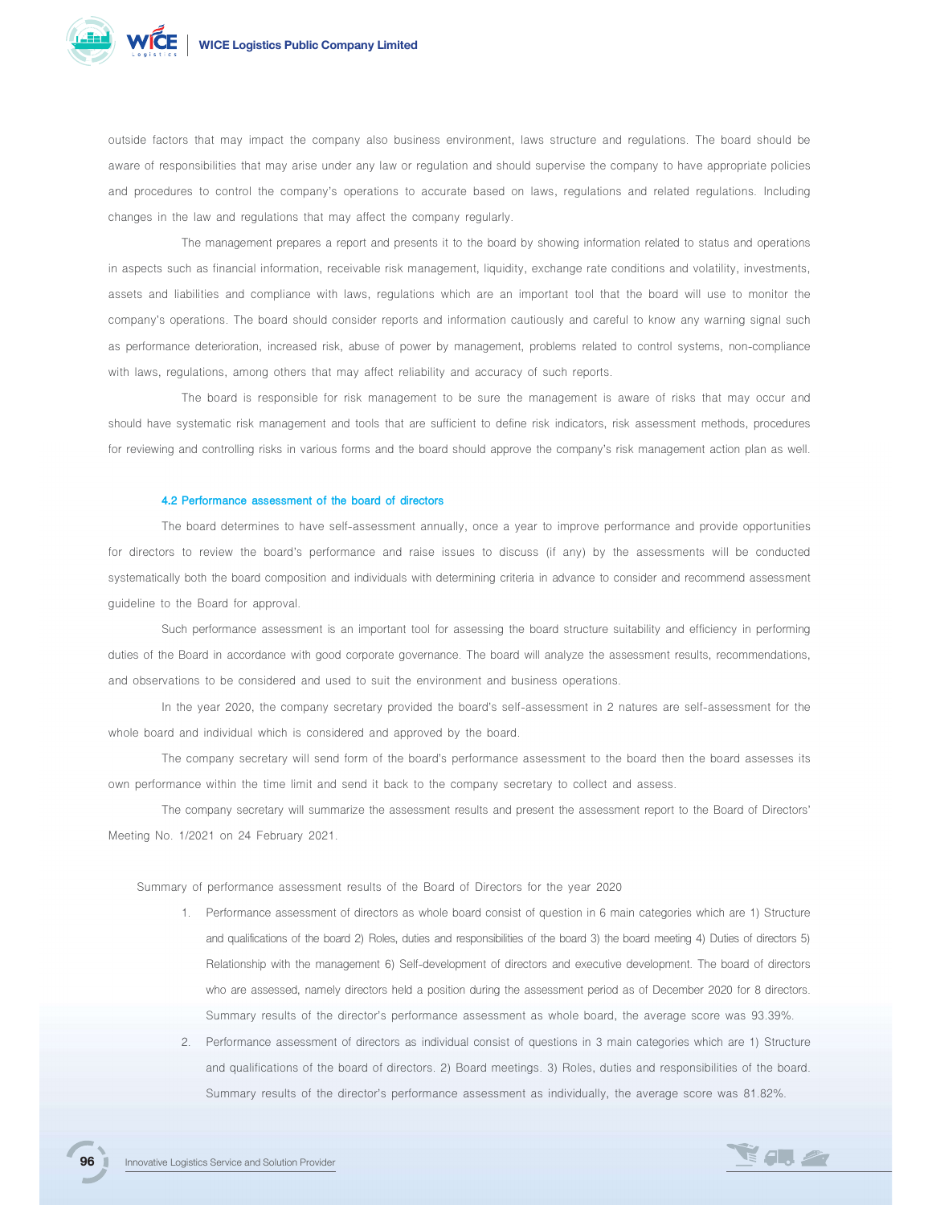outside factors that may impact the company also business environment, laws structure and regulations. The board should be aware of responsibilities that may arise under any law or regulation and should supervise the company to have appropriate policies and procedures to control the company's operations to accurate based on laws, regulations and related regulations. Including changes in the law and regulations that may affect the company regularly.

The management prepares a report and presents it to the board by showing information related to status and operations in aspects such as financial information, receivable risk management, liquidity, exchange rate conditions and volatility, investments, assets and liabilities and compliance with laws, regulations which are an important tool that the board will use to monitor the company's operations. The board should consider reports and information cautiously and careful to know any warning signal such as performance deterioration, increased risk, abuse of power by management, problems related to control systems, non-compliance with laws, regulations, among others that may affect reliability and accuracy of such reports.

The board is responsible for risk management to be sure the management is aware of risks that may occur and should have systematic risk management and tools that are sufficient to define risk indicators, risk assessment methods, procedures for reviewing and controlling risks in various forms and the board should approve the company's risk management action plan as well.

#### 4.2 Performance assessment of the board of directors

The board determines to have self-assessment annually, once a year to improve performance and provide opportunities for directors to review the board's performance and raise issues to discuss (if any) by the assessments will be conducted systematically both the board composition and individuals with determining criteria in advance to consider and recommend assessment guideline to the Board for approval.

Such performance assessment is an important tool for assessing the board structure suitability and efficiency in performing duties of the Board in accordance with good corporate governance. The board will analyze the assessment results, recommendations, and observations to be considered and used to suit the environment and business operations.

In the year 2020, the company secretary provided the board's self-assessment in 2 natures are self-assessment for the whole board and individual which is considered and approved by the board.

The company secretary will send form of the board's performance assessment to the board then the board assesses its own performance within the time limit and send it back to the company secretary to collect and assess.

The company secretary will summarize the assessment results and present the assessment report to the Board of Directors' Meeting No. 1/2021 on 24 February 2021.

Summary of performance assessment results of the Board of Directors for the year 2020

1. Performance assessment of directors as whole board consist of question in 6 main categories which are 1) Structure and qualifications of the board 2) Roles, duties and responsibilities of the board 3) the board meeting 4) Duties of directors 5) Relationship with the management 6) Self-development of directors and executive development. The board of directors who are assessed, namely directors held a position during the assessment period as of December 2020 for 8 directors. Summary results of the director's performance assessment as whole board, the average score was 93.39%.
2. Performance assessment of directors as individual consist of questions in 3 main categories which are 1) Structure and qualifications of the board of directors. 2) Board meetings. 3) Roles, duties and responsibilities of the board. Summary results of the director's performance assessment as individually, the average score was 81.82%.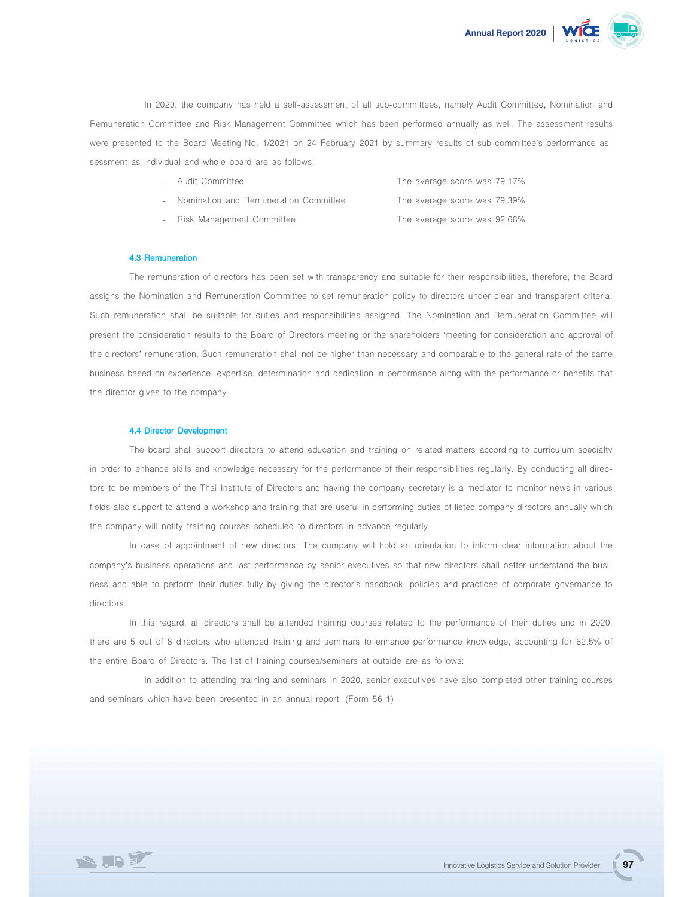In 2020, the company has held a self-assessment of all sub-committees, namely Audit Committee, Nomination and Remuneration Committee and Risk Management Committee which has been performed annually as well. The assessment results were presented to the Board Meeting No. 1/2021 on 24 February 2021 by summary results of sub-committee's performance assessment as individual and whole board are as follows:

- Audit Committee — The average score was 79.17%
- Nomination and Remuneration Committee — The average score was 79.39%
- Risk Management Committee — The average score was 92.66%

#### 4.3 Remuneration

The remuneration of directors has been set with transparency and suitable for their responsibilities, therefore, the Board assigns the Nomination and Remuneration Committee to set remuneration policy to directors under clear and transparent criteria. Such remuneration shall be suitable for duties and responsibilities assigned. The Nomination and Remuneration Committee will present the consideration results to the Board of Directors meeting or the shareholders 'meeting for consideration and approval of the directors' remuneration. Such remuneration shall not be higher than necessary and comparable to the general rate of the same business based on experience, expertise, determination and dedication in performance along with the performance or benefits that the director gives to the company.

#### 4.4 Director Development

The board shall support directors to attend education and training on related matters according to curriculum specialty in order to enhance skills and knowledge necessary for the performance of their responsibilities regularly. By conducting all directors to be members of the Thai Institute of Directors and having the company secretary is a mediator to monitor news in various fields also support to attend a workshop and training that are useful in performing duties of listed company directors annually which the company will notify training courses scheduled to directors in advance regularly.

In case of appointment of new directors; The company will hold an orientation to inform clear information about the company's business operations and last performance by senior executives so that new directors shall better understand the business and able to perform their duties fully by giving the director's handbook, policies and practices of corporate governance to directors.

In this regard, all directors shall be attended training courses related to the performance of their duties and in 2020, there are 5 out of 8 directors who attended training and seminars to enhance performance knowledge, accounting for 62.5% of the entire Board of Directors. The list of training courses/seminars at outside are as follows:

In addition to attending training and seminars in 2020, senior executives have also completed other training courses and seminars which have been presented in an annual report. (Form 56-1)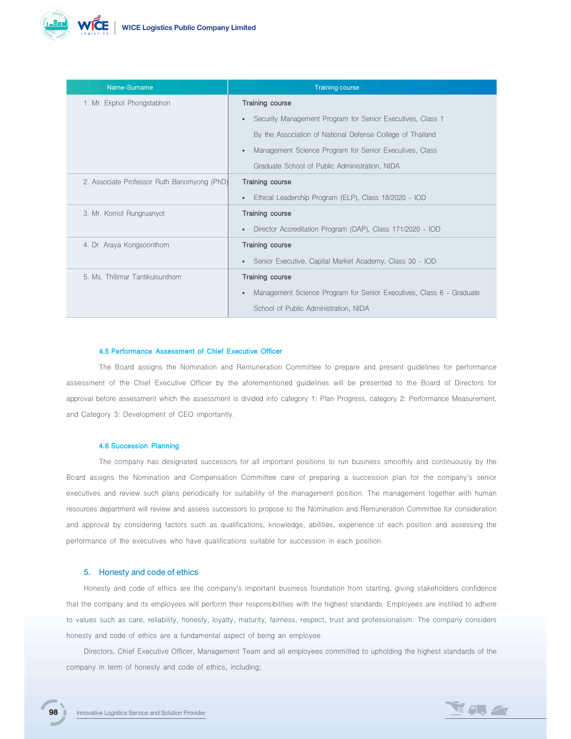| Name-Surname | Training course |
|---|---|
| 1. Mr. Ekphol Phongstabhon | **Training course**<br>• Security Management Program for Senior Executives, Class 1 By the Association of National Defense College of Thailand<br>• Management Science Program for Senior Executives, Class Graduate School of Public Administration, NIDA |
| 2. Associate Professor Ruth Banomyong (PhD) | **Training course**<br>• Ethical Leadership Program (ELP), Class 18/2020 - IOD |
| 3. Mr. Komol Rungruanyot | **Training course**<br>• Director Accreditation Program (DAP), Class 171/2020 - IOD |
| 4. Dr. Araya Kongsoonthorn | **Training course**<br>• Senior Executive, Capital Market Academy, Class 30 - IOD |
| 5. Ms. Thitimar Tantikulsunthorn | **Training course**<br>• Management Science Program for Senior Executives, Class 6 - Graduate School of Public Administration, NIDA |

### 4.5 Performance Assessment of Chief Executive Officer

The Board assigns the Nomination and Remuneration Committee to prepare and present guidelines for performance assessment of the Chief Executive Officer by the aforementioned guidelines will be presented to the Board of Directors for approval before assessment which the assessment is divided into category 1: Plan Progress, category 2: Performance Measurement, and Category 3: Development of CEO importantly.

### 4.6 Succession Planning

The company has designated successors for all important positions to run business smoothly and continuously by the Board assigns the Nomination and Compensation Committee care of preparing a succession plan for the company's senior executives and review such plans periodically for suitability of the management position. The management together with human resources department will review and assess successors to propose to the Nomination and Remuneration Committee for consideration and approval by considering factors such as qualifications, knowledge, abilities, experience of each position and assessing the performance of the executives who have qualifications suitable for succession in each position.

## 5. Honesty and code of ethics

Honesty and code of ethics are the company's important business foundation from starting, giving stakeholders confidence that the company and its employees will perform their responsibilities with the highest standards. Employees are instilled to adhere to values such as care, reliability, honesty, loyalty, maturity, fairness, respect, trust and professionalism. The company considers honesty and code of ethics are a fundamental aspect of being an employee.

Directors, Chief Executive Officer, Management Team and all employees committed to upholding the highest standards of the company in term of honesty and code of ethics, including;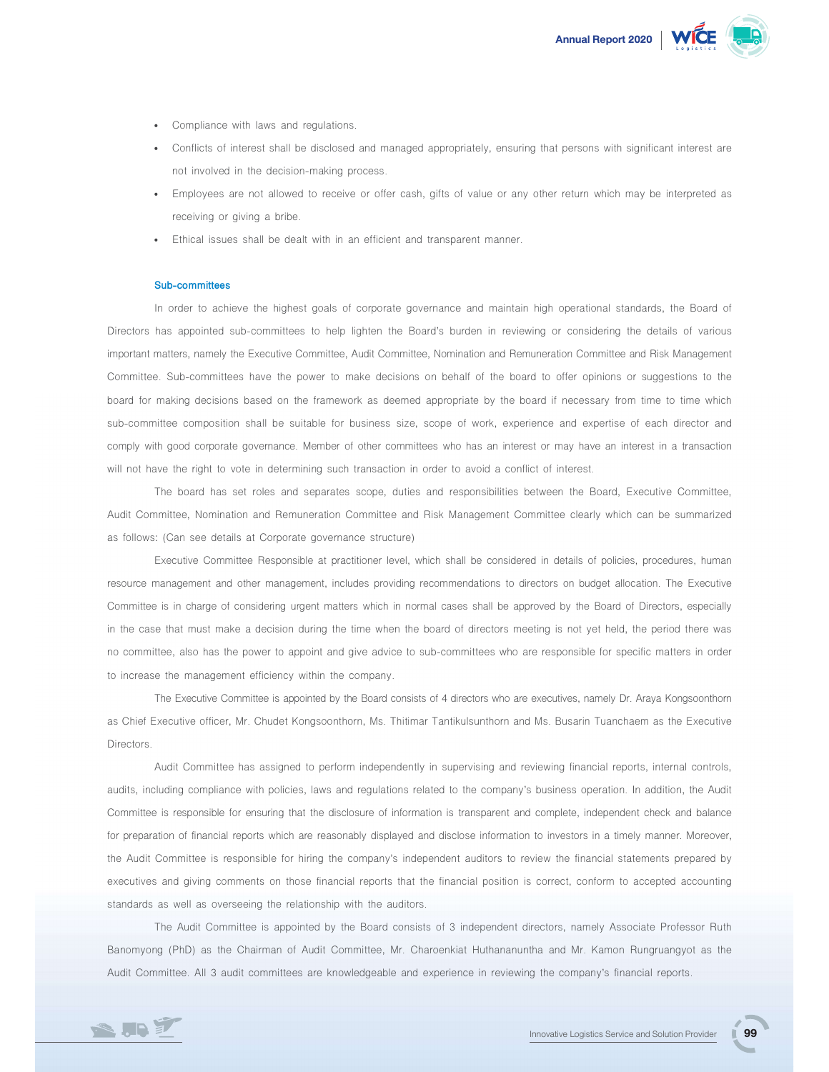- Compliance with laws and regulations.
- Conflicts of interest shall be disclosed and managed appropriately, ensuring that persons with significant interest are not involved in the decision-making process.
- Employees are not allowed to receive or offer cash, gifts of value or any other return which may be interpreted as receiving or giving a bribe.
- Ethical issues shall be dealt with in an efficient and transparent manner.

### Sub-committees

In order to achieve the highest goals of corporate governance and maintain high operational standards, the Board of Directors has appointed sub-committees to help lighten the Board's burden in reviewing or considering the details of various important matters, namely the Executive Committee, Audit Committee, Nomination and Remuneration Committee and Risk Management Committee. Sub-committees have the power to make decisions on behalf of the board to offer opinions or suggestions to the board for making decisions based on the framework as deemed appropriate by the board if necessary from time to time which sub-committee composition shall be suitable for business size, scope of work, experience and expertise of each director and comply with good corporate governance. Member of other committees who has an interest or may have an interest in a transaction will not have the right to vote in determining such transaction in order to avoid a conflict of interest.

The board has set roles and separates scope, duties and responsibilities between the Board, Executive Committee, Audit Committee, Nomination and Remuneration Committee and Risk Management Committee clearly which can be summarized as follows: (Can see details at Corporate governance structure)

Executive Committee Responsible at practitioner level, which shall be considered in details of policies, procedures, human resource management and other management, includes providing recommendations to directors on budget allocation. The Executive Committee is in charge of considering urgent matters which in normal cases shall be approved by the Board of Directors, especially in the case that must make a decision during the time when the board of directors meeting is not yet held, the period there was no committee, also has the power to appoint and give advice to sub-committees who are responsible for specific matters in order to increase the management efficiency within the company.

The Executive Committee is appointed by the Board consists of 4 directors who are executives, namely Dr. Araya Kongsoonthorn as Chief Executive officer, Mr. Chudet Kongsoonthorn, Ms. Thitimar Tantikulsunthorn and Ms. Busarin Tuanchaem as the Executive Directors.

Audit Committee has assigned to perform independently in supervising and reviewing financial reports, internal controls, audits, including compliance with policies, laws and regulations related to the company's business operation. In addition, the Audit Committee is responsible for ensuring that the disclosure of information is transparent and complete, independent check and balance for preparation of financial reports which are reasonably displayed and disclose information to investors in a timely manner. Moreover, the Audit Committee is responsible for hiring the company's independent auditors to review the financial statements prepared by executives and giving comments on those financial reports that the financial position is correct, conform to accepted accounting standards as well as overseeing the relationship with the auditors.

The Audit Committee is appointed by the Board consists of 3 independent directors, namely Associate Professor Ruth Banomyong (PhD) as the Chairman of Audit Committee, Mr. Charoenkiat Huthananuntha and Mr. Kamon Rungruangyot as the Audit Committee. All 3 audit committees are knowledgeable and experience in reviewing the company's financial reports.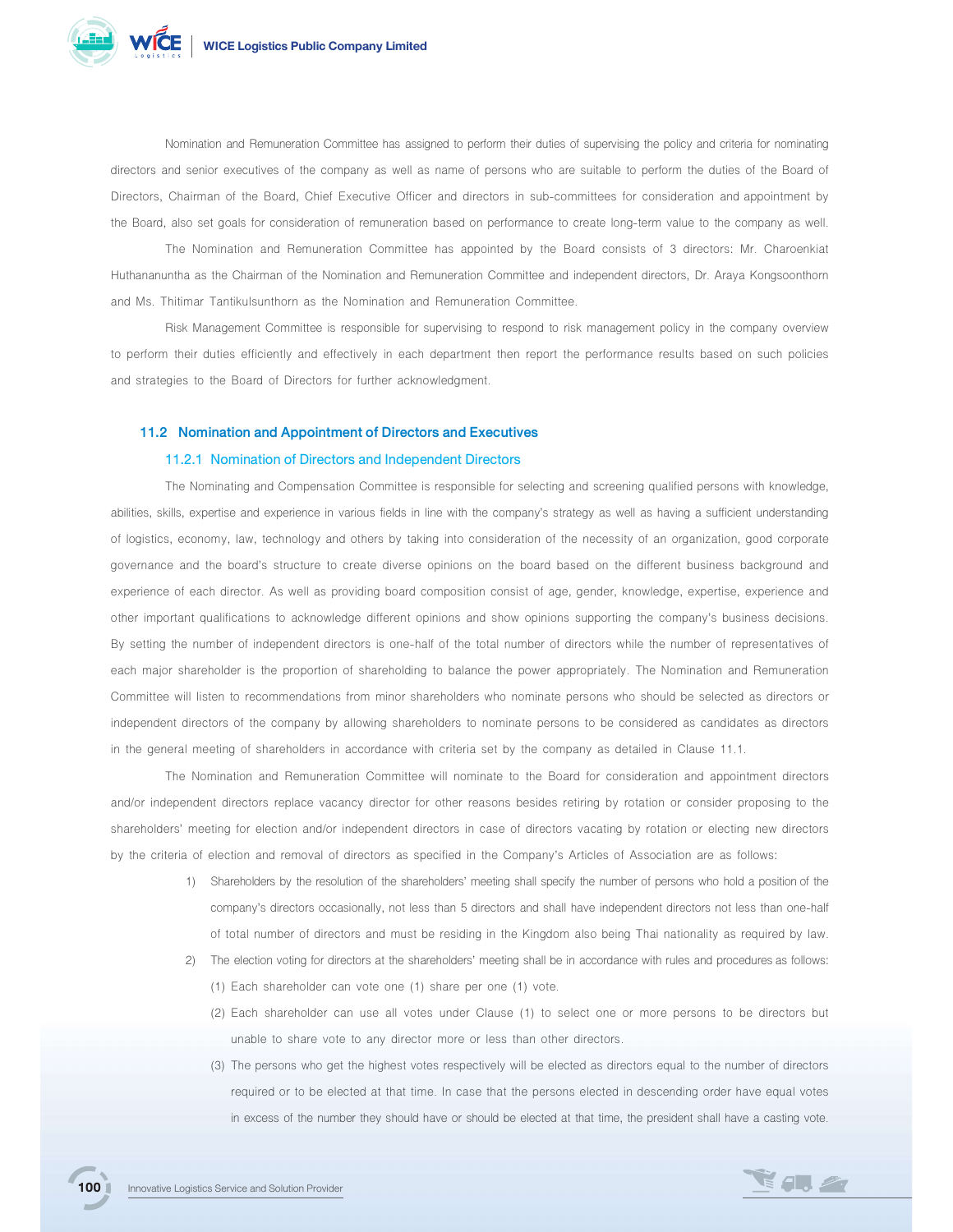Nomination and Remuneration Committee has assigned to perform their duties of supervising the policy and criteria for nominating directors and senior executives of the company as well as name of persons who are suitable to perform the duties of the Board of Directors, Chairman of the Board, Chief Executive Officer and directors in sub-committees for consideration and appointment by the Board, also set goals for consideration of remuneration based on performance to create long-term value to the company as well.

The Nomination and Remuneration Committee has appointed by the Board consists of 3 directors: Mr. Charoenkiat Huthananuntha as the Chairman of the Nomination and Remuneration Committee and independent directors, Dr. Araya Kongsoonthorn and Ms. Thitimar Tantikulsunthorn as the Nomination and Remuneration Committee.

Risk Management Committee is responsible for supervising to respond to risk management policy in the company overview to perform their duties efficiently and effectively in each department then report the performance results based on such policies and strategies to the Board of Directors for further acknowledgment.

## 11.2 Nomination and Appointment of Directors and Executives

### 11.2.1 Nomination of Directors and Independent Directors

The Nominating and Compensation Committee is responsible for selecting and screening qualified persons with knowledge, abilities, skills, expertise and experience in various fields in line with the company's strategy as well as having a sufficient understanding of logistics, economy, law, technology and others by taking into consideration of the necessity of an organization, good corporate governance and the board's structure to create diverse opinions on the board based on the different business background and experience of each director. As well as providing board composition consist of age, gender, knowledge, expertise, experience and other important qualifications to acknowledge different opinions and show opinions supporting the company's business decisions. By setting the number of independent directors is one-half of the total number of directors while the number of representatives of each major shareholder is the proportion of shareholding to balance the power appropriately. The Nomination and Remuneration Committee will listen to recommendations from minor shareholders who nominate persons who should be selected as directors or independent directors of the company by allowing shareholders to nominate persons to be considered as candidates as directors in the general meeting of shareholders in accordance with criteria set by the company as detailed in Clause 11.1.

The Nomination and Remuneration Committee will nominate to the Board for consideration and appointment directors and/or independent directors replace vacancy director for other reasons besides retiring by rotation or consider proposing to the shareholders' meeting for election and/or independent directors in case of directors vacating by rotation or electing new directors by the criteria of election and removal of directors as specified in the Company's Articles of Association are as follows:

1) Shareholders by the resolution of the shareholders' meeting shall specify the number of persons who hold a position of the company's directors occasionally, not less than 5 directors and shall have independent directors not less than one-half of total number of directors and must be residing in the Kingdom also being Thai nationality as required by law.

2) The election voting for directors at the shareholders' meeting shall be in accordance with rules and procedures as follows:

   (1) Each shareholder can vote one (1) share per one (1) vote.

   (2) Each shareholder can use all votes under Clause (1) to select one or more persons to be directors but unable to share vote to any director more or less than other directors.

   (3) The persons who get the highest votes respectively will be elected as directors equal to the number of directors required or to be elected at that time. In case that the persons elected in descending order have equal votes in excess of the number they should have or should be elected at that time, the president shall have a casting vote.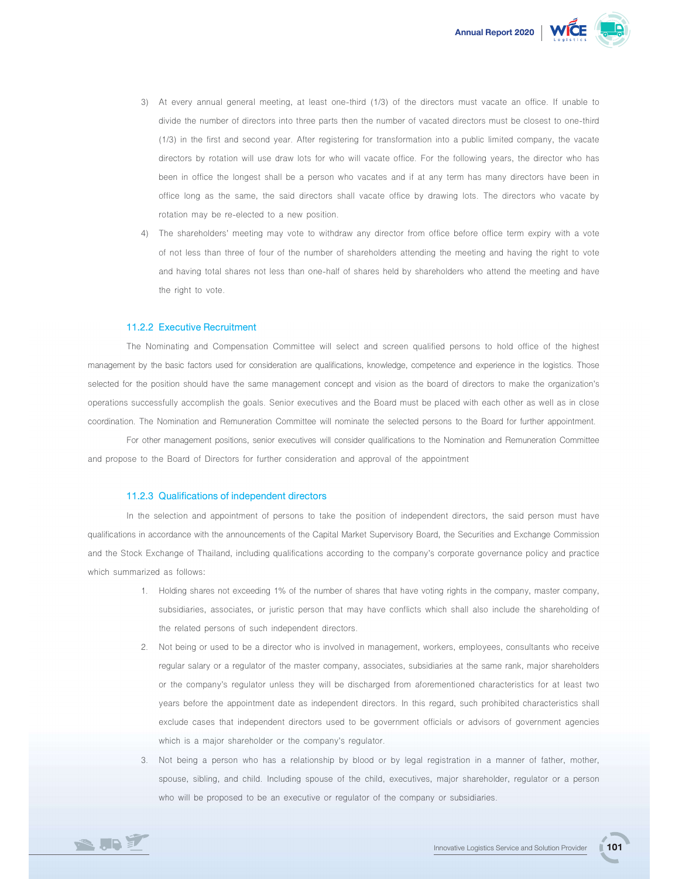3) At every annual general meeting, at least one-third (1/3) of the directors must vacate an office. If unable to divide the number of directors into three parts then the number of vacated directors must be closest to one-third (1/3) in the first and second year. After registering for transformation into a public limited company, the vacate directors by rotation will use draw lots for who will vacate office. For the following years, the director who has been in office the longest shall be a person who vacates and if at any term has many directors have been in office long as the same, the said directors shall vacate office by drawing lots. The directors who vacate by rotation may be re-elected to a new position.

4) The shareholders' meeting may vote to withdraw any director from office before office term expiry with a vote of not less than three of four of the number of shareholders attending the meeting and having the right to vote and having total shares not less than one-half of shares held by shareholders who attend the meeting and have the right to vote.

### 11.2.2 Executive Recruitment

The Nominating and Compensation Committee will select and screen qualified persons to hold office of the highest management by the basic factors used for consideration are qualifications, knowledge, competence and experience in the logistics. Those selected for the position should have the same management concept and vision as the board of directors to make the organization's operations successfully accomplish the goals. Senior executives and the Board must be placed with each other as well as in close coordination. The Nomination and Remuneration Committee will nominate the selected persons to the Board for further appointment.

For other management positions, senior executives will consider qualifications to the Nomination and Remuneration Committee and propose to the Board of Directors for further consideration and approval of the appointment

### 11.2.3 Qualifications of independent directors

In the selection and appointment of persons to take the position of independent directors, the said person must have qualifications in accordance with the announcements of the Capital Market Supervisory Board, the Securities and Exchange Commission and the Stock Exchange of Thailand, including qualifications according to the company's corporate governance policy and practice which summarized as follows:

1. Holding shares not exceeding 1% of the number of shares that have voting rights in the company, master company, subsidiaries, associates, or juristic person that may have conflicts which shall also include the shareholding of the related persons of such independent directors.
2. Not being or used to be a director who is involved in management, workers, employees, consultants who receive regular salary or a regulator of the master company, associates, subsidiaries at the same rank, major shareholders or the company's regulator unless they will be discharged from aforementioned characteristics for at least two years before the appointment date as independent directors. In this regard, such prohibited characteristics shall exclude cases that independent directors used to be government officials or advisors of government agencies which is a major shareholder or the company's regulator.
3. Not being a person who has a relationship by blood or by legal registration in a manner of father, mother, spouse, sibling, and child. Including spouse of the child, executives, major shareholder, regulator or a person who will be proposed to be an executive or regulator of the company or subsidiaries.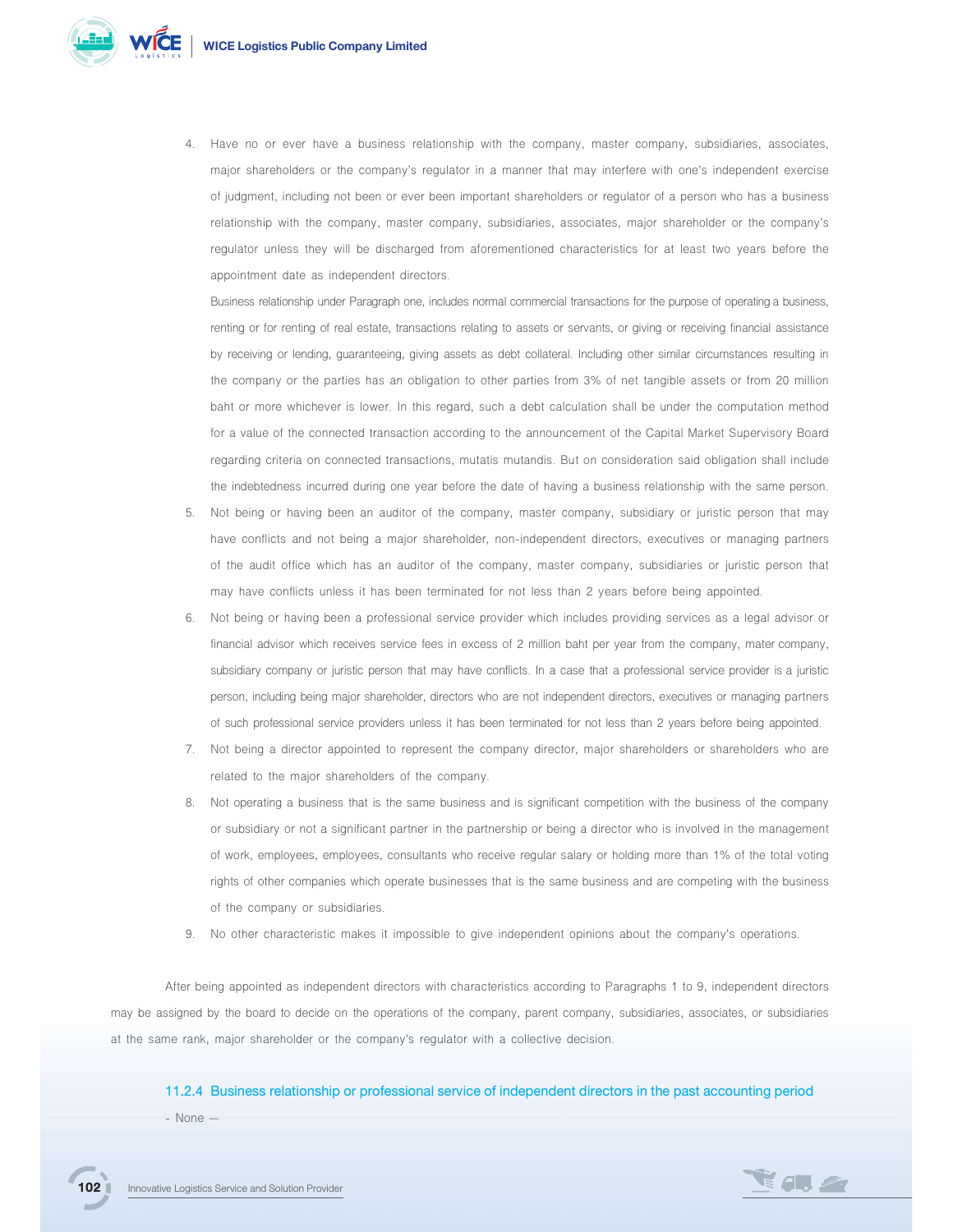4. Have no or ever have a business relationship with the company, master company, subsidiaries, associates, major shareholders or the company's regulator in a manner that may interfere with one's independent exercise of judgment, including not been or ever been important shareholders or regulator of a person who has a business relationship with the company, master company, subsidiaries, associates, major shareholder or the company's regulator unless they will be discharged from aforementioned characteristics for at least two years before the appointment date as independent directors.

   Business relationship under Paragraph one, includes normal commercial transactions for the purpose of operating a business, renting or for renting of real estate, transactions relating to assets or servants, or giving or receiving financial assistance by receiving or lending, guaranteeing, giving assets as debt collateral. Including other similar circumstances resulting in the company or the parties has an obligation to other parties from 3% of net tangible assets or from 20 million baht or more whichever is lower. In this regard, such a debt calculation shall be under the computation method for a value of the connected transaction according to the announcement of the Capital Market Supervisory Board regarding criteria on connected transactions, mutatis mutandis. But on consideration said obligation shall include the indebtedness incurred during one year before the date of having a business relationship with the same person.

5. Not being or having been an auditor of the company, master company, subsidiary or juristic person that may have conflicts and not being a major shareholder, non-independent directors, executives or managing partners of the audit office which has an auditor of the company, master company, subsidiaries or juristic person that may have conflicts unless it has been terminated for not less than 2 years before being appointed.

6. Not being or having been a professional service provider which includes providing services as a legal advisor or financial advisor which receives service fees in excess of 2 million baht per year from the company, mater company, subsidiary company or juristic person that may have conflicts. In a case that a professional service provider is a juristic person, including being major shareholder, directors who are not independent directors, executives or managing partners of such professional service providers unless it has been terminated for not less than 2 years before being appointed.

7. Not being a director appointed to represent the company director, major shareholders or shareholders who are related to the major shareholders of the company.

8. Not operating a business that is the same business and is significant competition with the business of the company or subsidiary or not a significant partner in the partnership or being a director who is involved in the management of work, employees, employees, consultants who receive regular salary or holding more than 1% of the total voting rights of other companies which operate businesses that is the same business and are competing with the business of the company or subsidiaries.

9. No other characteristic makes it impossible to give independent opinions about the company's operations.

After being appointed as independent directors with characteristics according to Paragraphs 1 to 9, independent directors may be assigned by the board to decide on the operations of the company, parent company, subsidiaries, associates, or subsidiaries at the same rank, major shareholder or the company's regulator with a collective decision.

### 11.2.4 Business relationship or professional service of independent directors in the past accounting period

- None —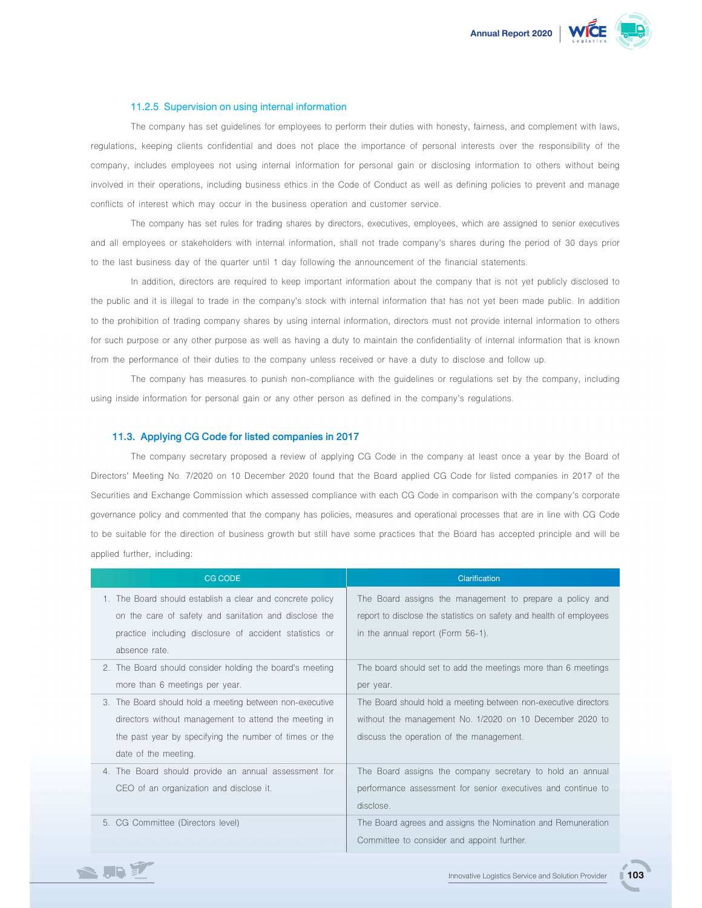### 11.2.5 Supervision on using internal information

The company has set guidelines for employees to perform their duties with honesty, fairness, and complement with laws, regulations, keeping clients confidential and does not place the importance of personal interests over the responsibility of the company, includes employees not using internal information for personal gain or disclosing information to others without being involved in their operations, including business ethics in the Code of Conduct as well as defining policies to prevent and manage conflicts of interest which may occur in the business operation and customer service.

The company has set rules for trading shares by directors, executives, employees, which are assigned to senior executives and all employees or stakeholders with internal information, shall not trade company's shares during the period of 30 days prior to the last business day of the quarter until 1 day following the announcement of the financial statements.

In addition, directors are required to keep important information about the company that is not yet publicly disclosed to the public and it is illegal to trade in the company's stock with internal information that has not yet been made public. In addition to the prohibition of trading company shares by using internal information, directors must not provide internal information to others for such purpose or any other purpose as well as having a duty to maintain the confidentiality of internal information that is known from the performance of their duties to the company unless received or have a duty to disclose and follow up.

The company has measures to punish non-compliance with the guidelines or regulations set by the company, including using inside information for personal gain or any other person as defined in the company's regulations.

## 11.3. Applying CG Code for listed companies in 2017

The company secretary proposed a review of applying CG Code in the company at least once a year by the Board of Directors' Meeting No. 7/2020 on 10 December 2020 found that the Board applied CG Code for listed companies in 2017 of the Securities and Exchange Commission which assessed compliance with each CG Code in comparison with the company's corporate governance policy and commented that the company has policies, measures and operational processes that are in line with CG Code to be suitable for the direction of business growth but still have some practices that the Board has accepted principle and will be applied further, including:

| CG CODE | Clarification |
|---|---|
| 1. The Board should establish a clear and concrete policy on the care of safety and sanitation and disclose the practice including disclosure of accident statistics or absence rate. | The Board assigns the management to prepare a policy and report to disclose the statistics on safety and health of employees in the annual report (Form 56-1). |
| 2. The Board should consider holding the board's meeting more than 6 meetings per year. | The board should set to add the meetings more than 6 meetings per year. |
| 3. The Board should hold a meeting between non-executive directors without management to attend the meeting in the past year by specifying the number of times or the date of the meeting. | The Board should hold a meeting between non-executive directors without the management No. 1/2020 on 10 December 2020 to discuss the operation of the management. |
| 4. The Board should provide an annual assessment for CEO of an organization and disclose it. | The Board assigns the company secretary to hold an annual performance assessment for senior executives and continue to disclose. |
| 5. CG Committee (Directors level) | The Board agrees and assigns the Nomination and Remuneration Committee to consider and appoint further. |